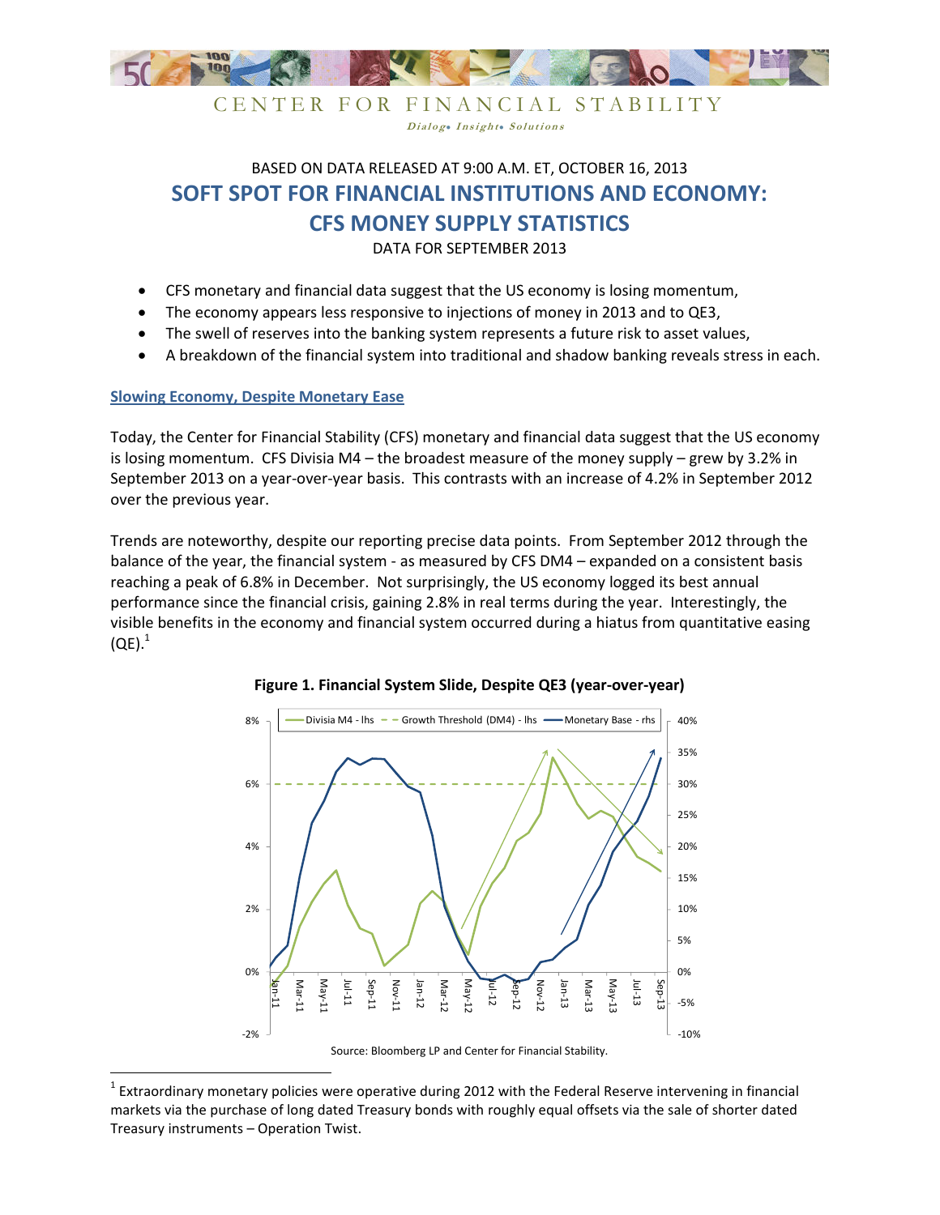CENTER FOR FINANCIAL STABILITY

*Dialog• Insight• Solutions*

BASED ON DATA RELEASED AT 9:00 A.M. ET, OCTOBER 16, 2013

# SOFT SPOT FOR FINANCIAL INSTITUTIONS AND ECONOMY: CFS MONEY SUPPLY STATISTICS

DATA FOR SEPTEMBER 2013

- CFS monetary and financial data suggest that the US economy is losing momentum,
- The economy appears less responsive to injections of money in 2013 and to QE3,
- The swell of reserves into the banking system represents a future risk to asset values,
- A breakdown of the financial system into traditional and shadow banking reveals stress in each.

## Slowing Economy, Despite Monetary Ease

Today, the Center for Financial Stability (CFS) monetary and financial data suggest that the US economy is losing momentum. CFS Divisia M4 – the broadest measure of the money supply – grew by 3.2% in September 2013 on a year-over-year basis. This contrasts with an increase of 4.2% in September 2012 over the previous year.

Trends are noteworthy, despite our reporting precise data points. From September 2012 through the balance of the year, the financial system - as measured by CFS DM4 – expanded on a consistent basis reaching a peak of 6.8% in December. Not surprisingly, the US economy logged its best annual performance since the financial crisis, gaining 2.8% in real terms during the year. Interestingly, the visible benefits in the economy and financial system occurred during a hiatus from quantitative easing (QE).[1]

**Figure 1. Financial System Slide, Despite QE3 (year-over-year)**

Source: Bloomberg LP and Center for Financial Stability.

[1] Extraordinary monetary policies were operative during 2012 with the Federal Reserve intervening in financial markets via the purchase of long dated Treasury bonds with roughly equal offsets via the sale of shorter dated Treasury instruments – Operation Twist.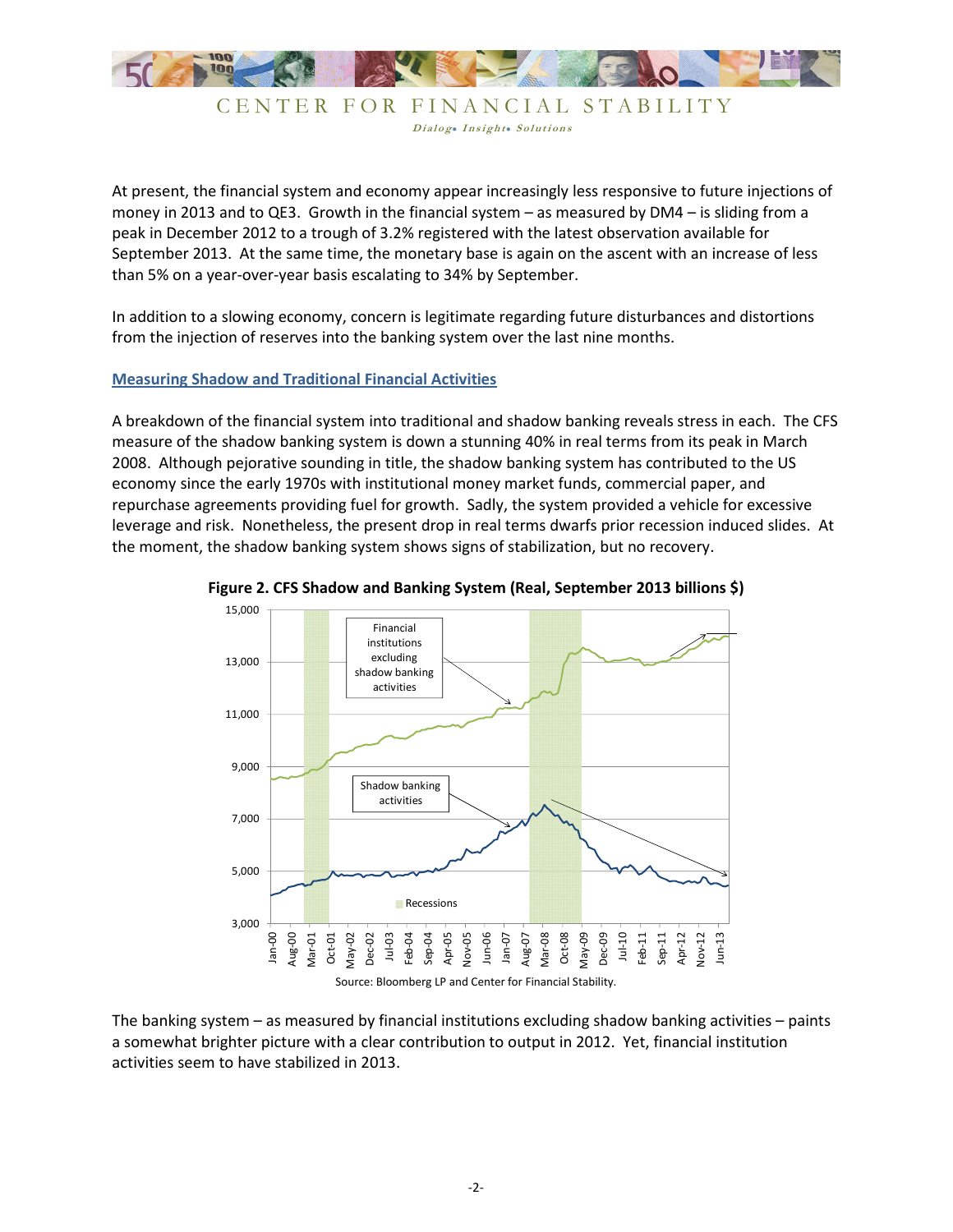At present, the financial system and economy appear increasingly less responsive to future injections of money in 2013 and to QE3. Growth in the financial system – as measured by DM4 – is sliding from a peak in December 2012 to a trough of 3.2% registered with the latest observation available for September 2013. At the same time, the monetary base is again on the ascent with an increase of less than 5% on a year-over-year basis escalating to 34% by September.

In addition to a slowing economy, concern is legitimate regarding future disturbances and distortions from the injection of reserves into the banking system over the last nine months.

## Measuring Shadow and Traditional Financial Activities

A breakdown of the financial system into traditional and shadow banking reveals stress in each. The CFS measure of the shadow banking system is down a stunning 40% in real terms from its peak in March 2008. Although pejorative sounding in title, the shadow banking system has contributed to the US economy since the early 1970s with institutional money market funds, commercial paper, and repurchase agreements providing fuel for growth. Sadly, the system provided a vehicle for excessive leverage and risk. Nonetheless, the present drop in real terms dwarfs prior recession induced slides. At the moment, the shadow banking system shows signs of stabilization, but no recovery.

**Figure 2. CFS Shadow and Banking System (Real, September 2013 billions $)**

Source: Bloomberg LP and Center for Financial Stability.

The banking system – as measured by financial institutions excluding shadow banking activities – paints a somewhat brighter picture with a clear contribution to output in 2012. Yet, financial institution activities seem to have stabilized in 2013.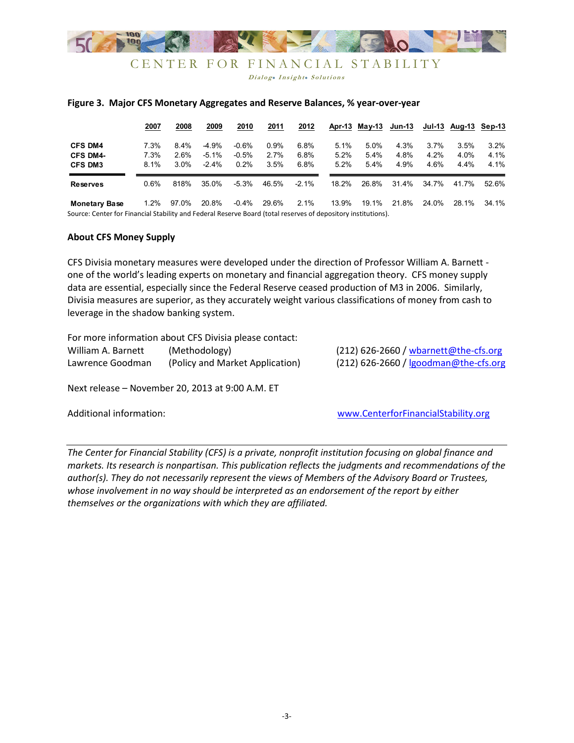# CENTER FOR FINANCIAL STABILITY

*Dialog• Insight• Solutions*

**Figure 3. Major CFS Monetary Aggregates and Reserve Balances, % year-over-year**

| | 2007 | 2008 | 2009 | 2010 | 2011 | 2012 | Apr-13 | May-13 | Jun-13 | Jul-13 | Aug-13 | Sep-13 |
|---|---|---|---|---|---|---|---|---|---|---|---|---|
| **CFS DM4** | 7.3% | 8.4% | -4.9% | -0.6% | 0.9% | 6.8% | 5.1% | 5.0% | 4.3% | 3.7% | 3.5% | 3.2% |
| **CFS DM4-** | 7.3% | 2.6% | -5.1% | -0.5% | 2.7% | 6.8% | 5.2% | 5.4% | 4.8% | 4.2% | 4.0% | 4.1% |
| **CFS DM3** | 8.1% | 3.0% | -2.4% | 0.2% | 3.5% | 6.8% | 5.2% | 5.4% | 4.9% | 4.6% | 4.4% | 4.1% |
| **Reserves** | 0.6% | 818% | 35.0% | -5.3% | 46.5% | -2.1% | 18.2% | 26.8% | 31.4% | 34.7% | 41.7% | 52.6% |
| **Monetary Base** | 1.2% | 97.0% | 20.8% | -0.4% | 29.6% | 2.1% | 13.9% | 19.1% | 21.8% | 24.0% | 28.1% | 34.1% |

Source: Center for Financial Stability and Federal Reserve Board (total reserves of depository institutions).

## About CFS Money Supply

CFS Divisia monetary measures were developed under the direction of Professor William A. Barnett - one of the world's leading experts on monetary and financial aggregation theory. CFS money supply data are essential, especially since the Federal Reserve ceased production of M3 in 2006. Similarly, Divisia measures are superior, as they accurately weight various classifications of money from cash to leverage in the shadow banking system.

For more information about CFS Divisia please contact:

William A. Barnett (Methodology) (212) 626-2660 / wbarnett@the-cfs.org

Lawrence Goodman (Policy and Market Application) (212) 626-2660 / lgoodman@the-cfs.org

Next release – November 20, 2013 at 9:00 A.M. ET

Additional information: www.CenterforFinancialStability.org

---

*The Center for Financial Stability (CFS) is a private, nonprofit institution focusing on global finance and markets. Its research is nonpartisan. This publication reflects the judgments and recommendations of the author(s). They do not necessarily represent the views of Members of the Advisory Board or Trustees, whose involvement in no way should be interpreted as an endorsement of the report by either themselves or the organizations with which they are affiliated.*